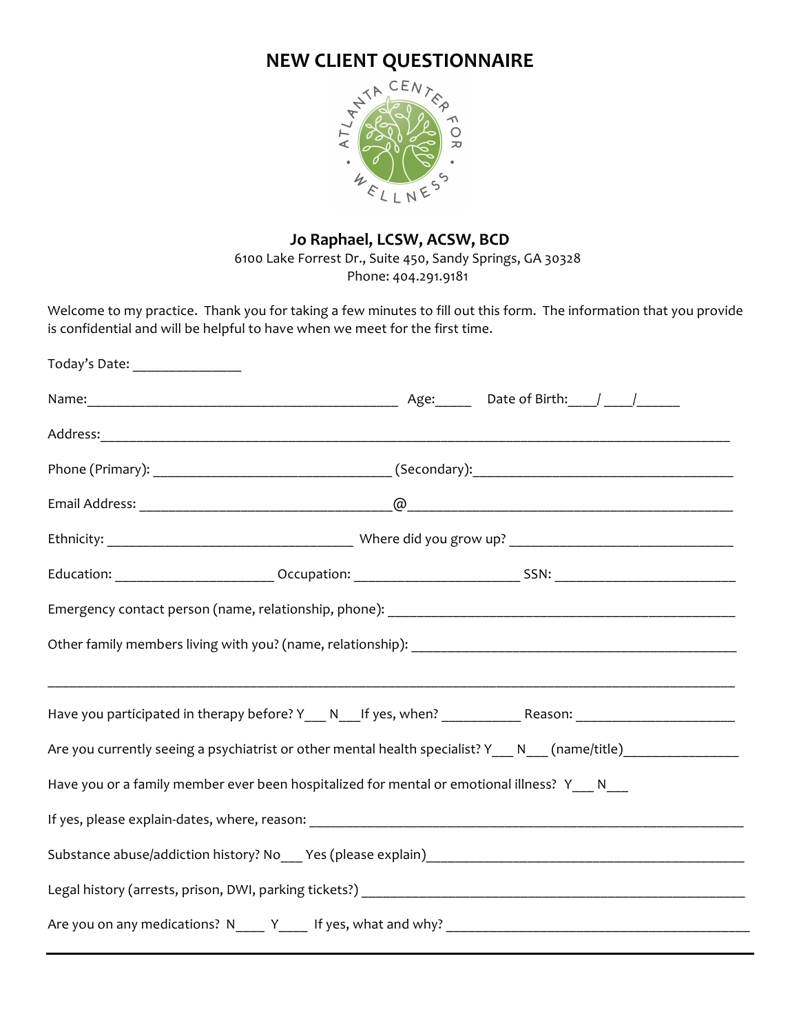# NEW CLIENT QUESTIONNAIRE

ATLANTA CENTER FOR WELLNESS

**Jo Raphael, LCSW, ACSW, BCD**

6100 Lake Forrest Dr., Suite 450, Sandy Springs, GA 30328

Phone: 404.291.9181

Welcome to my practice. Thank you for taking a few minutes to fill out this form. The information that you provide is confidential and will be helpful to have when we meet for the first time.

Today's Date: _______________

Name:___________________________________________ Age:_____ Date of Birth:____/ ____/______

Address:_____________________________________________________________________________________

Phone (Primary): _________________________________ (Secondary):____________________________________

Email Address: __________________________________@_____________________________________________

Ethnicity: __________________________________ Where did you grow up? ______________________________

Education: ______________________ Occupation: _______________________ SSN: _________________________

Emergency contact person (name, relationship, phone): _______________________________________________

Other family members living with you? (name, relationship): ___________________________________________

_____________________________________________________________________________________________

Have you participated in therapy before? Y___ N___If yes, when? ___________ Reason: ______________________

Are you currently seeing a psychiatrist or other mental health specialist? Y___ N___ (name/title)________________

Have you or a family member ever been hospitalized for mental or emotional illness? Y___ N___

If yes, please explain-dates, where, reason: _______________________________________________________________

Substance abuse/addiction history? No___ Yes (please explain)_____________________________________________

Legal history (arrests, prison, DWI, parking tickets?) ______________________________________________________

Are you on any medications? N____ Y____ If yes, what and why? __________________________________________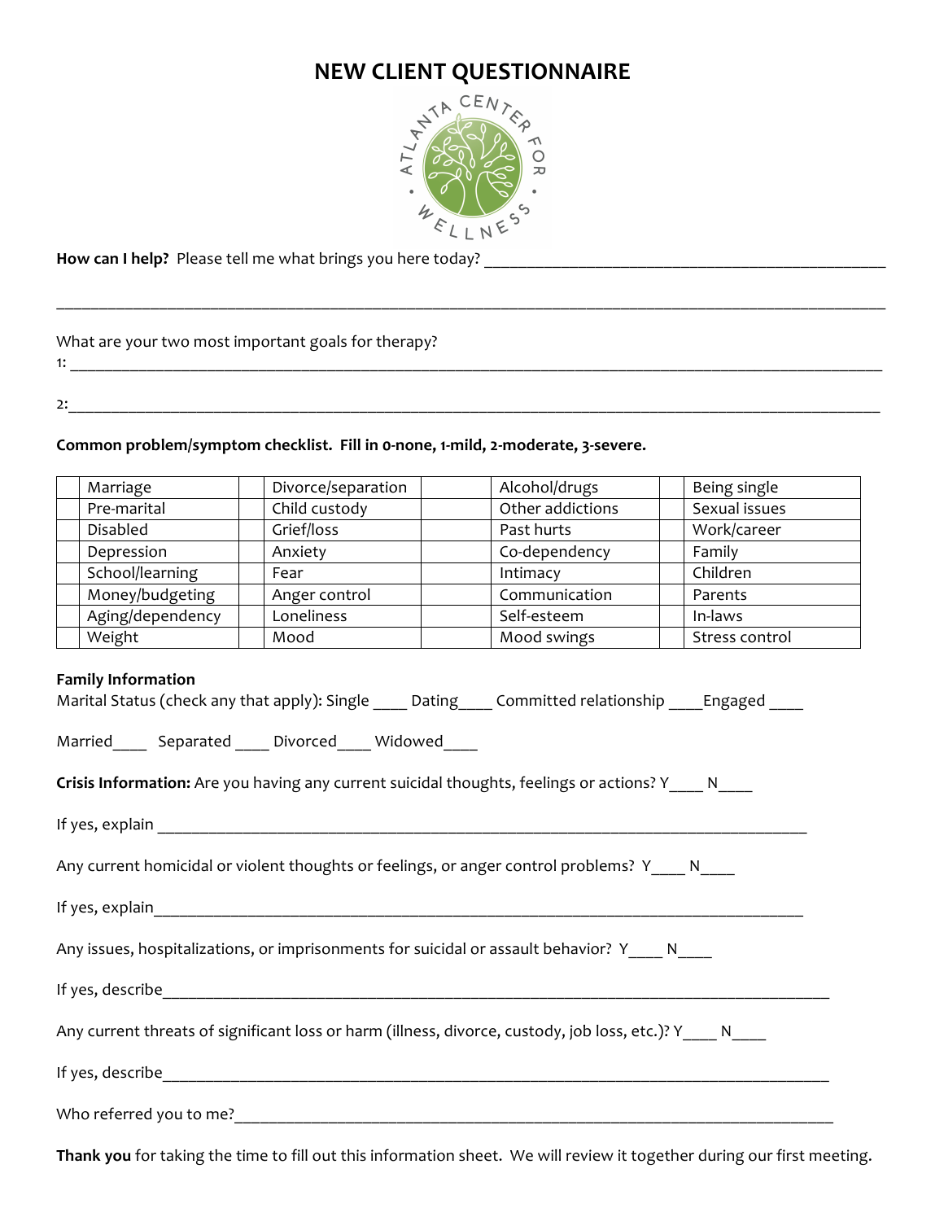# NEW CLIENT QUESTIONNAIRE

ATLANTA CENTER FOR WELLNESS

**How can I help?** Please tell me what brings you here today? ___________________________________________

_______________________________________________________________________________________________

What are your two most important goals for therapy?

1: ____________________________________________________________________________________________

2: ____________________________________________________________________________________________

**Common problem/symptom checklist. Fill in 0-none, 1-mild, 2-moderate, 3-severe.**

| | | | | | | | |
|---|---|---|---|---|---|---|---|
| | Marriage | | Divorce/separation | | Alcohol/drugs | | Being single |
| | Pre-marital | | Child custody | | Other addictions | | Sexual issues |
| | Disabled | | Grief/loss | | Past hurts | | Work/career |
| | Depression | | Anxiety | | Co-dependency | | Family |
| | School/learning | | Fear | | Intimacy | | Children |
| | Money/budgeting | | Anger control | | Communication | | Parents |
| | Aging/dependency | | Loneliness | | Self-esteem | | In-laws |
| | Weight | | Mood | | Mood swings | | Stress control |

**Family Information**

Marital Status (check any that apply): Single ____ Dating____ Committed relationship ____Engaged ____

Married____ Separated ____ Divorced____ Widowed____

**Crisis Information:** Are you having any current suicidal thoughts, feelings or actions? Y____ N____

If yes, explain ___________________________________________________________________________

Any current homicidal or violent thoughts or feelings, or anger control problems? Y____ N____

If yes, explain___________________________________________________________________________

Any issues, hospitalizations, or imprisonments for suicidal or assault behavior? Y____ N____

If yes, describe__________________________________________________________________________

Any current threats of significant loss or harm (illness, divorce, custody, job loss, etc.)? Y____ N____

If yes, describe__________________________________________________________________________

Who referred you to me?___________________________________________________________________

**Thank you** for taking the time to fill out this information sheet. We will review it together during our first meeting.